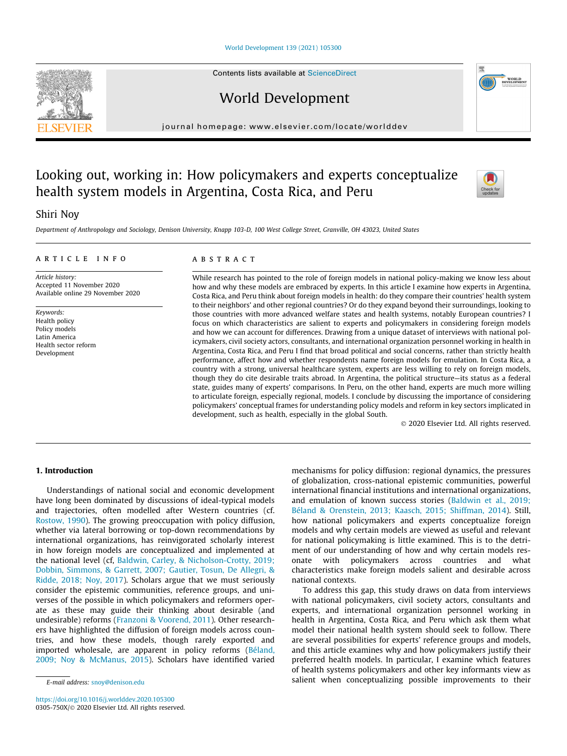# Looking out, working in: How policymakers and experts conceptualize health system models in Argentina, Costa Rica, and Peru

Shiri Noy

*Department of Anthropology and Sociology, Denison University, Knapp 103-D, 100 West College Street, Granville, OH 43023, United States*

## ARTICLE INFO

*Article history:*
Accepted 11 November 2020
Available online 29 November 2020

*Keywords:*
Health policy
Policy models
Latin America
Health sector reform
Development

## ABSTRACT

While research has pointed to the role of foreign models in national policy-making we know less about how and why these models are embraced by experts. In this article I examine how experts in Argentina, Costa Rica, and Peru think about foreign models in health: do they compare their countries' health system to their neighbors' and other regional countries? Or do they expand beyond their surroundings, looking to those countries with more advanced welfare states and health systems, notably European countries? I focus on which characteristics are salient to experts and policymakers in considering foreign models and how we can account for differences. Drawing from a unique dataset of interviews with national policymakers, civil society actors, consultants, and international organization personnel working in health in Argentina, Costa Rica, and Peru I find that broad political and social concerns, rather than strictly health performance, affect how and whether respondents name foreign models for emulation. In Costa Rica, a country with a strong, universal healthcare system, experts are less willing to rely on foreign models, though they do cite desirable traits abroad. In Argentina, the political structure—its status as a federal state, guides many of experts' comparisons. In Peru, on the other hand, experts are much more willing to articulate foreign, especially regional, models. I conclude by discussing the importance of considering policymakers' conceptual frames for understanding policy models and reform in key sectors implicated in development, such as health, especially in the global South.

© 2020 Elsevier Ltd. All rights reserved.

## 1. Introduction

Understandings of national social and economic development have long been dominated by discussions of ideal-typical models and trajectories, often modelled after Western countries (cf. Rostow, 1990). The growing preoccupation with policy diffusion, whether via lateral borrowing or top-down recommendations by international organizations, has reinvigorated scholarly interest in how foreign models are conceptualized and implemented at the national level (cf, Baldwin, Carley, & Nicholson-Crotty, 2019; Dobbin, Simmons, & Garrett, 2007; Gautier, Tosun, De Allegri, & Ridde, 2018; Noy, 2017). Scholars argue that we must seriously consider the epistemic communities, reference groups, and universes of the possible in which policymakers and reformers operate as these may guide their thinking about desirable (and undesirable) reforms (Franzoni & Voorend, 2011). Other researchers have highlighted the diffusion of foreign models across countries, and how these models, though rarely exported and imported wholesale, are apparent in policy reforms (Béland, 2009; Noy & McManus, 2015). Scholars have identified varied mechanisms for policy diffusion: regional dynamics, the pressures of globalization, cross-national epistemic communities, powerful international financial institutions and international organizations, and emulation of known success stories (Baldwin et al., 2019; Béland & Orenstein, 2013; Kaasch, 2015; Shiffman, 2014). Still, how national policymakers and experts conceptualize foreign models and why certain models are viewed as useful and relevant for national policymaking is little examined. This is to the detriment of our understanding of how and why certain models resonate with policymakers across countries and what characteristics make foreign models salient and desirable across national contexts.

To address this gap, this study draws on data from interviews with national policymakers, civil society actors, consultants and experts, and international organization personnel working in health in Argentina, Costa Rica, and Peru which ask them what model their national health system should seek to follow. There are several possibilities for experts' reference groups and models, and this article examines why and how policymakers justify their preferred health models. In particular, I examine which features of health systems policymakers and other key informants view as salient when conceptualizing possible improvements to their

E-mail address: snoy@denison.edu

https://doi.org/10.1016/j.worlddev.2020.105300
0305-750X/© 2020 Elsevier Ltd. All rights reserved.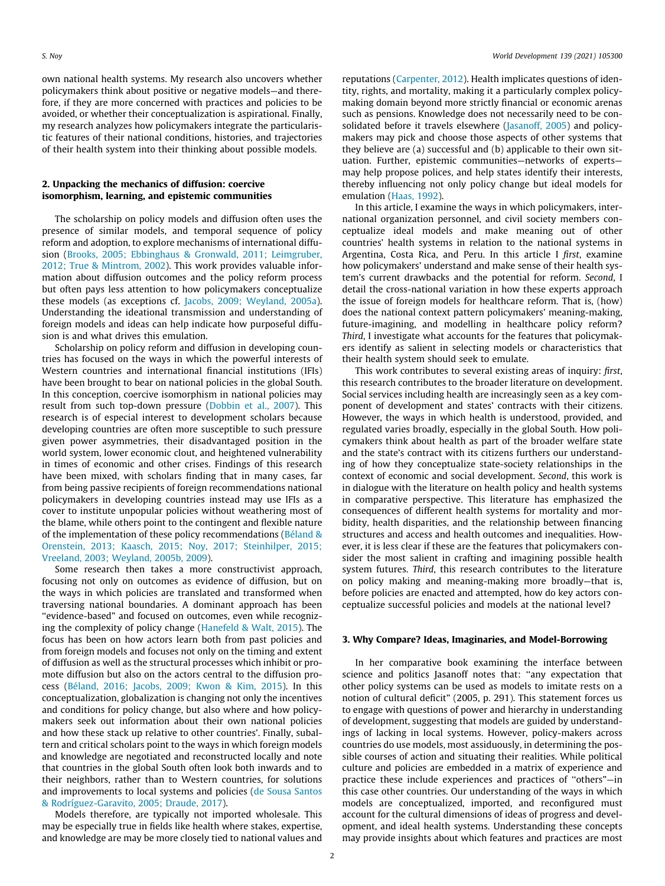own national health systems. My research also uncovers whether policymakers think about positive or negative models—and therefore, if they are more concerned with practices and policies to be avoided, or whether their conceptualization is aspirational. Finally, my research analyzes how policymakers integrate the particularistic features of their national conditions, histories, and trajectories of their health system into their thinking about possible models.

## 2. Unpacking the mechanics of diffusion: coercive isomorphism, learning, and epistemic communities

The scholarship on policy models and diffusion often uses the presence of similar models, and temporal sequence of policy reform and adoption, to explore mechanisms of international diffusion (Brooks, 2005; Ebbinghaus & Gronwald, 2011; Leimgruber, 2012; True & Mintrom, 2002). This work provides valuable information about diffusion outcomes and the policy reform process but often pays less attention to how policymakers conceptualize these models (as exceptions cf. Jacobs, 2009; Weyland, 2005a). Understanding the ideational transmission and understanding of foreign models and ideas can help indicate how purposeful diffusion is and what drives this emulation.

Scholarship on policy reform and diffusion in developing countries has focused on the ways in which the powerful interests of Western countries and international financial institutions (IFIs) have been brought to bear on national policies in the global South. In this conception, coercive isomorphism in national policies may result from such top-down pressure (Dobbin et al., 2007). This research is of especial interest to development scholars because developing countries are often more susceptible to such pressure given power asymmetries, their disadvantaged position in the world system, lower economic clout, and heightened vulnerability in times of economic and other crises. Findings of this research have been mixed, with scholars finding that in many cases, far from being passive recipients of foreign recommendations national policymakers in developing countries instead may use IFIs as a cover to institute unpopular policies without weathering most of the blame, while others point to the contingent and flexible nature of the implementation of these policy recommendations (Béland & Orenstein, 2013; Kaasch, 2015; Noy, 2017; Steinhilper, 2015; Vreeland, 2003; Weyland, 2005b, 2009).

Some research then takes a more constructivist approach, focusing not only on outcomes as evidence of diffusion, but on the ways in which policies are translated and transformed when traversing national boundaries. A dominant approach has been "evidence-based" and focused on outcomes, even while recognizing the complexity of policy change (Hanefeld & Walt, 2015). The focus has been on how actors learn both from past policies and from foreign models and focuses not only on the timing and extent of diffusion as well as the structural processes which inhibit or promote diffusion but also on the actors central to the diffusion process (Béland, 2016; Jacobs, 2009; Kwon & Kim, 2015). In this conceptualization, globalization is changing not only the incentives and conditions for policy change, but also where and how policymakers seek out information about their own national policies and how these stack up relative to other countries'. Finally, subaltern and critical scholars point to the ways in which foreign models and knowledge are negotiated and reconstructed locally and note that countries in the global South often look both inwards and to their neighbors, rather than to Western countries, for solutions and improvements to local systems and policies (de Sousa Santos & Rodríguez-Garavito, 2005; Draude, 2017).

Models therefore, are typically not imported wholesale. This may be especially true in fields like health where stakes, expertise, and knowledge are may be more closely tied to national values and reputations (Carpenter, 2012). Health implicates questions of identity, rights, and mortality, making it a particularly complex policymaking domain beyond more strictly financial or economic arenas such as pensions. Knowledge does not necessarily need to be consolidated before it travels elsewhere (Jasanoff, 2005) and policymakers may pick and choose those aspects of other systems that they believe are (a) successful and (b) applicable to their own situation. Further, epistemic communities—networks of experts—may help propose polices, and help states identify their interests, thereby influencing not only policy change but ideal models for emulation (Haas, 1992).

In this article, I examine the ways in which policymakers, international organization personnel, and civil society members conceptualize ideal models and make meaning out of other countries' health systems in relation to the national systems in Argentina, Costa Rica, and Peru. In this article I *first*, examine how policymakers' understand and make sense of their health system's current drawbacks and the potential for reform. *Second*, I detail the cross-national variation in how these experts approach the issue of foreign models for healthcare reform. That is, (how) does the national context pattern policymakers' meaning-making, future-imagining, and modelling in healthcare policy reform? *Third*, I investigate what accounts for the features that policymakers identify as salient in selecting models or characteristics that their health system should seek to emulate.

This work contributes to several existing areas of inquiry: *first*, this research contributes to the broader literature on development. Social services including health are increasingly seen as a key component of development and states' contracts with their citizens. However, the ways in which health is understood, provided, and regulated varies broadly, especially in the global South. How policymakers think about health as part of the broader welfare state and the state's contract with its citizens furthers our understanding of how they conceptualize state-society relationships in the context of economic and social development. *Second*, this work is in dialogue with the literature on health policy and health systems in comparative perspective. This literature has emphasized the consequences of different health systems for mortality and morbidity, health disparities, and the relationship between financing structures and access and health outcomes and inequalities. However, it is less clear if these are the features that policymakers consider the most salient in crafting and imagining possible health system futures. *Third*, this research contributes to the literature on policy making and meaning-making more broadly—that is, before policies are enacted and attempted, how do key actors conceptualize successful policies and models at the national level?

## 3. Why Compare? Ideas, Imaginaries, and Model-Borrowing

In her comparative book examining the interface between science and politics Jasanoff notes that: "any expectation that other policy systems can be used as models to imitate rests on a notion of cultural deficit" (2005, p. 291). This statement forces us to engage with questions of power and hierarchy in understanding of development, suggesting that models are guided by understandings of lacking in local systems. However, policy-makers across countries do use models, most assiduously, in determining the possible courses of action and situating their realities. While political culture and policies are embedded in a matrix of experience and practice these include experiences and practices of "others"—in this case other countries. Our understanding of the ways in which models are conceptualized, imported, and reconfigured must account for the cultural dimensions of ideas of progress and development, and ideal health systems. Understanding these concepts may provide insights about which features and practices are most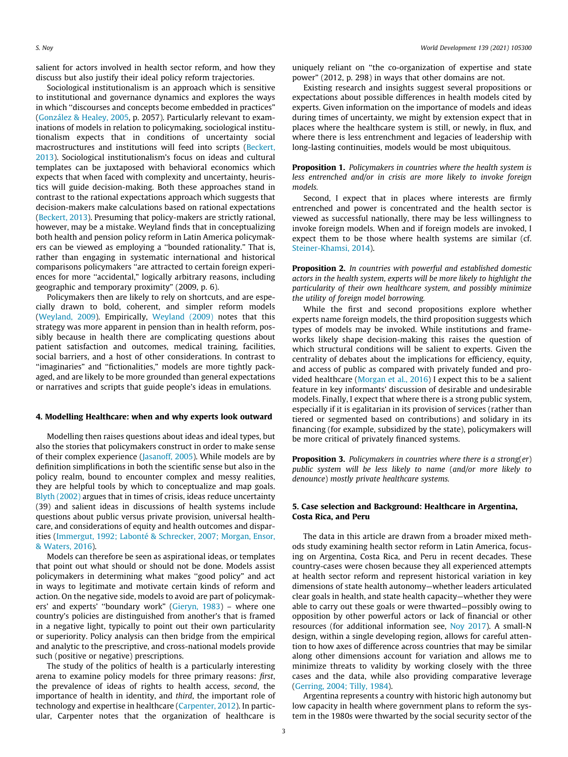salient for actors involved in health sector reform, and how they discuss but also justify their ideal policy reform trajectories.

Sociological institutionalism is an approach which is sensitive to institutional and governance dynamics and explores the ways in which "discourses and concepts become embedded in practices" (González & Healey, 2005, p. 2057). Particularly relevant to examinations of models in relation to policymaking, sociological institutionalism expects that in conditions of uncertainty social macrostructures and institutions will feed into scripts (Beckert, 2013). Sociological institutionalism's focus on ideas and cultural templates can be juxtaposed with behavioral economics which expects that when faced with complexity and uncertainty, heuristics will guide decision-making. Both these approaches stand in contrast to the rational expectations approach which suggests that decision-makers make calculations based on rational expectations (Beckert, 2013). Presuming that policy-makers are strictly rational, however, may be a mistake. Weyland finds that in conceptualizing both health and pension policy reform in Latin America policymakers can be viewed as employing a "bounded rationality." That is, rather than engaging in systematic international and historical comparisons policymakers "are attracted to certain foreign experiences for more "accidental," logically arbitrary reasons, including geographic and temporary proximity" (2009, p. 6).

Policymakers then are likely to rely on shortcuts, and are especially drawn to bold, coherent, and simpler reform models (Weyland, 2009). Empirically, Weyland (2009) notes that this strategy was more apparent in pension than in health reform, possibly because in health there are complicating questions about patient satisfaction and outcomes, medical training, facilities, social barriers, and a host of other considerations. In contrast to "imaginaries" and "fictionalities," models are more tightly packaged, and are likely to be more grounded than general expectations or narratives and scripts that guide people's ideas in emulations.

## 4. Modelling Healthcare: when and why experts look outward

Modelling then raises questions about ideas and ideal types, but also the stories that policymakers construct in order to make sense of their complex experience (Jasanoff, 2005). While models are by definition simplifications in both the scientific sense but also in the policy realm, bound to encounter complex and messy realities, they are helpful tools by which to conceptualize and map goals. Blyth (2002) argues that in times of crisis, ideas reduce uncertainty (39) and salient ideas in discussions of health systems include questions about public versus private provision, universal healthcare, and considerations of equity and health outcomes and disparities (Immergut, 1992; Labonté & Schrecker, 2007; Morgan, Ensor, & Waters, 2016).

Models can therefore be seen as aspirational ideas, or templates that point out what should or should not be done. Models assist policymakers in determining what makes "good policy" and act in ways to legitimate and motivate certain kinds of reform and action. On the negative side, models to avoid are part of policymakers' and experts' "boundary work" (Gieryn, 1983) – where one country's policies are distinguished from another's that is framed in a negative light, typically to point out their own particularity or superiority. Policy analysis can then bridge from the empirical and analytic to the prescriptive, and cross-national models provide such (positive or negative) prescriptions.

The study of the politics of health is a particularly interesting arena to examine policy models for three primary reasons: *first*, the prevalence of ideas of rights to health access, *second*, the importance of health in identity, and *third*, the important role of technology and expertise in healthcare (Carpenter, 2012). In particular, Carpenter notes that the organization of healthcare is uniquely reliant on "the co-organization of expertise and state power" (2012, p. 298) in ways that other domains are not.

Existing research and insights suggest several propositions or expectations about possible differences in health models cited by experts. Given information on the importance of models and ideas during times of uncertainty, we might by extension expect that in places where the healthcare system is still, or newly, in flux, and where there is less entrenchment and legacies of leadership with long-lasting continuities, models would be most ubiquitous.

**Proposition 1.** *Policymakers in countries where the health system is less entrenched and/or in crisis are more likely to invoke foreign models.*

Second, I expect that in places where interests are firmly entrenched and power is concentrated and the health sector is viewed as successful nationally, there may be less willingness to invoke foreign models. When and if foreign models are invoked, I expect them to be those where health systems are similar (cf. Steiner-Khamsi, 2014).

**Proposition 2.** *In countries with powerful and established domestic actors in the health system, experts will be more likely to highlight the particularity of their own healthcare system, and possibly minimize the utility of foreign model borrowing.*

While the first and second propositions explore whether experts name foreign models, the third proposition suggests which types of models may be invoked. While institutions and frameworks likely shape decision-making this raises the question of which structural conditions will be salient to experts. Given the centrality of debates about the implications for efficiency, equity, and access of public as compared with privately funded and provided healthcare (Morgan et al., 2016) I expect this to be a salient feature in key informants' discussion of desirable and undesirable models. Finally, I expect that where there is a strong public system, especially if it is egalitarian in its provision of services (rather than tiered or segmented based on contributions) and solidary in its financing (for example, subsidized by the state), policymakers will be more critical of privately financed systems.

**Proposition 3.** *Policymakers in countries where there is a strong(er) public system will be less likely to name (and/or more likely to denounce) mostly private healthcare systems.*

## 5. Case selection and Background: Healthcare in Argentina, Costa Rica, and Peru

The data in this article are drawn from a broader mixed methods study examining health sector reform in Latin America, focusing on Argentina, Costa Rica, and Peru in recent decades. These country-cases were chosen because they all experienced attempts at health sector reform and represent historical variation in key dimensions of state health autonomy—whether leaders articulated clear goals in health, and state health capacity—whether they were able to carry out these goals or were thwarted—possibly owing to opposition by other powerful actors or lack of financial or other resources (for additional information see, Noy 2017). A small-N design, within a single developing region, allows for careful attention to how axes of difference across countries that may be similar along other dimensions account for variation and allows me to minimize threats to validity by working closely with the three cases and the data, while also providing comparative leverage (Gerring, 2004; Tilly, 1984).

Argentina represents a country with historic high autonomy but low capacity in health where government plans to reform the system in the 1980s were thwarted by the social security sector of the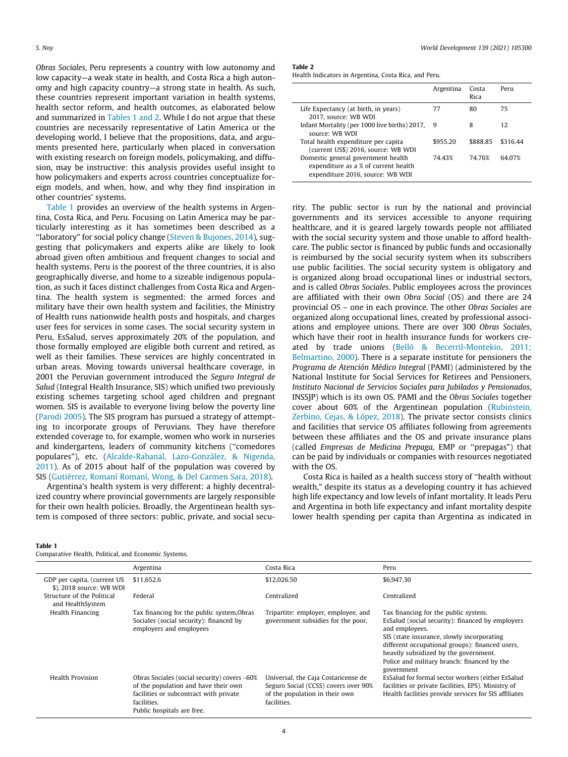*Obras Sociales*, Peru represents a country with low autonomy and low capacity—a weak state in health, and Costa Rica a high autonomy and high capacity country—a strong state in health. As such, these countries represent important variation in health systems, health sector reform, and health outcomes, as elaborated below and summarized in Tables 1 and 2. While I do not argue that these countries are necessarily representative of Latin America or the developing world, I believe that the propositions, data, and arguments presented here, particularly when placed in conversation with existing research on foreign models, policymaking, and diffusion, may be instructive: this analysis provides useful insight to how policymakers and experts across countries conceptualize foreign models, and when, how, and why they find inspiration in other countries' systems.

Table 1 provides an overview of the health systems in Argentina, Costa Rica, and Peru. Focusing on Latin America may be particularly interesting as it has sometimes been described as a "laboratory" for social policy change (Steven & Bujones, 2014), suggesting that policymakers and experts alike are likely to look abroad given often ambitious and frequent changes to social and health systems. Peru is the poorest of the three countries, it is also geographically diverse, and home to a sizeable indigenous population, as such it faces distinct challenges from Costa Rica and Argentina. The health system is segmented: the armed forces and military have their own health system and facilities, the Ministry of Health runs nationwide health posts and hospitals, and charges user fees for services in some cases. The social security system in Peru, EsSalud, serves approximately 20% of the population, and those formally employed are eligible both current and retired, as well as their families. These services are highly concentrated in urban areas. Moving towards universal healthcare coverage, in 2001 the Peruvian government introduced the *Seguro Integral de Salud* (Integral Health Insurance, SIS) which unified two previously existing schemes targeting school aged children and pregnant women. SIS is available to everyone living below the poverty line (Parodi 2005). The SIS program has pursued a strategy of attempting to incorporate groups of Peruvians. They have therefore extended coverage to, for example, women who work in nurseries and kindergartens, leaders of community kitchens ("comedores populares"), etc. (Alcalde-Rabanal, Lazo-González, & Nigenda, 2011). As of 2015 about half of the population was covered by SIS (Gutiérrez, Romaní Romaní, Wong, & Del Carmen Sara, 2018).

Argentina's health system is very different: a highly decentralized country where provincial governments are largely responsible for their own health policies. Broadly, the Argentinean health system is composed of three sectors: public, private, and social security. The public sector is run by the national and provincial governments and its services accessible to anyone requiring healthcare, and it is geared largely towards people not affiliated with the social security system and those unable to afford healthcare. The public sector is financed by public funds and occasionally is reimbursed by the social security system when its subscribers use public facilities. The social security system is obligatory and is organized along broad occupational lines or industrial sectors, and is called *Obras Sociales*. Public employees across the provinces are affiliated with their own *Obra Social* (OS) and there are 24 provincial OS – one in each province. The other *Obras Sociales* are organized along occupational lines, created by professional associations and employee unions. There are over 300 *Obras Sociales*, which have their root in health insurance funds for workers created by trade unions (Belló & Becerril-Montekio, 2011; Belmartino, 2000). There is a separate institute for pensioners the *Programa de Atención Médico Integral* (PAMI) (administered by the National Institute for Social Services for Retirees and Pensioners, *Instituto Nacional de Servicios Sociales para Jubilados y Pensionados*, INSSJP) which is its own OS. PAMI and the *Obras Sociales* together cover about 60% of the Argentinean population (Rubinstein, Zerbino, Cejas, & López, 2018). The private sector consists clinics and facilities that service OS affiliates following from agreements between these affiliates and the OS and private insurance plans (called *Empresas de Medicina Prepaga*, EMP or "prepagas") that can be paid by individuals or companies with resources negotiated with the OS.

Costa Rica is hailed as a health success story of "health without wealth," despite its status as a developing country it has achieved high life expectancy and low levels of infant mortality. It leads Peru and Argentina in both life expectancy and infant mortality despite lower health spending per capita than Argentina as indicated in

**Table 2**
Health Indicators in Argentina, Costa Rica, and Peru.

| | Argentina | Costa Rica | Peru |
|---|---|---|---|
| Life Expectancy (at birth, in years) 2017, source: WB WDI | 77 | 80 | 75 |
| Infant Mortality (per 1000 live births) 2017, source: WB WDI | 9 | 8 | 12 |
| Total health expenditure per capita (current US$) 2016, source: WB WDI | $955.20 | $888.85 | $316.44 |
| Domestic general government health expenditure as a % of current health expenditure 2016, source: WB WDI | 74.43% | 74.76% | 64.07% |

**Table 1**
Comparative Health, Political, and Economic Systems.

| | Argentina | Costa Rica | Peru |
|---|---|---|---|
| GDP per capita, (current US $), 2018 source: WB WDI | $11,652.6 | $12,026.50 | $6,947.30 |
| Structure of the Political and HealthSystem | Federal | Centralized | Centralized |
| Health Financing | Tax financing for the public system,Obras Sociales (social security): financed by employers and employees | Tripartite: employer, employee, and government subsidies for the poor, | Tax financing for the public system.<br>EsSalud (social security): financed by employers and employees.<br>SIS (state insurance, slowly incorporating different occupational groups): financed users, heavily subsidized by the government.<br>Police and military branch: financed by the government |
| Health Provision | Obras Sociales (social security) covers ~60% of the population and have their own facilities or subcontract with private facilities.<br>Public hospitals are free. | Universal, the Caja Costaricense de Seguro Social (CCSS) covers over 90% of the population in their own facilities. | EsSalud for formal sector workers (either EsSalud facilities or private facilities, EPS). Ministry of Health facilities provide services for SIS affiliates |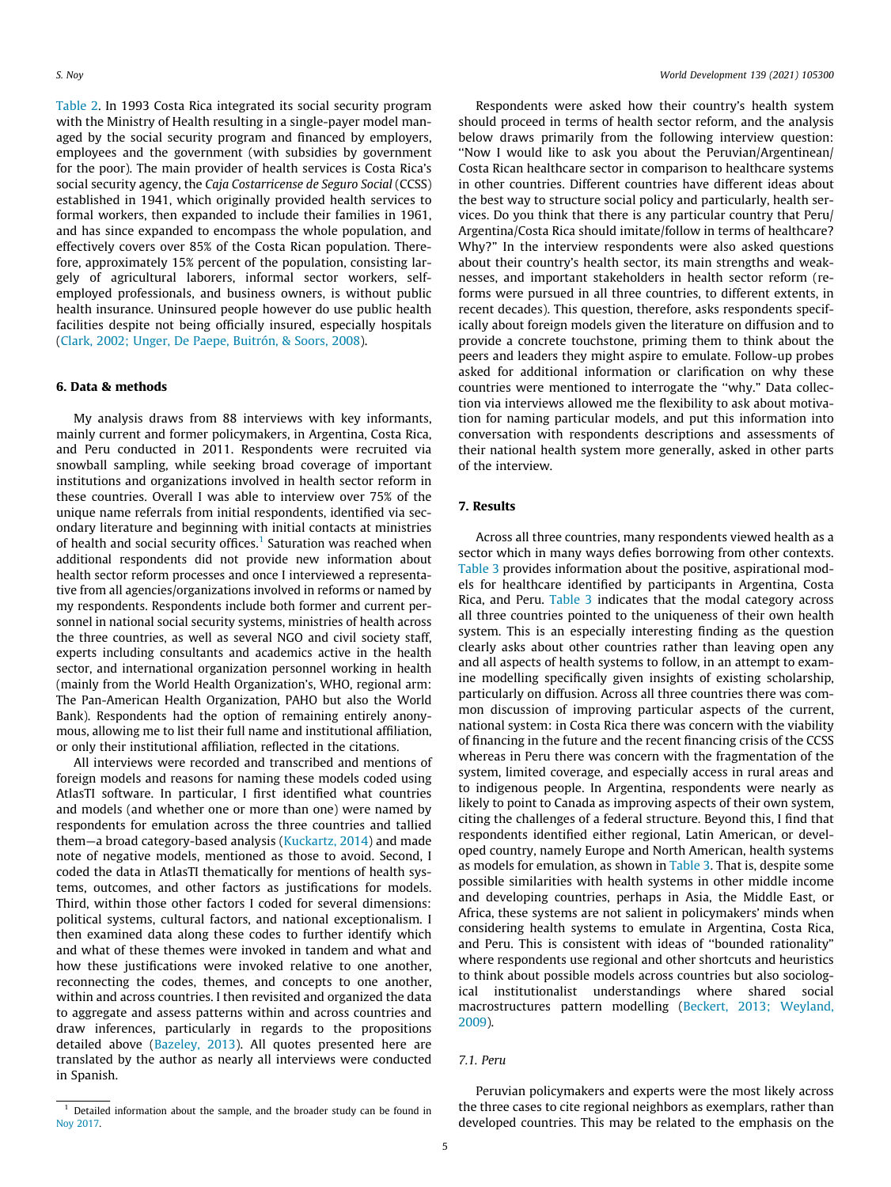Table 2. In 1993 Costa Rica integrated its social security program with the Ministry of Health resulting in a single-payer model managed by the social security program and financed by employers, employees and the government (with subsidies by government for the poor). The main provider of health services is Costa Rica's social security agency, the *Caja Costarricense de Seguro Social* (CCSS) established in 1941, which originally provided health services to formal workers, then expanded to include their families in 1961, and has since expanded to encompass the whole population, and effectively covers over 85% of the Costa Rican population. Therefore, approximately 15% percent of the population, consisting largely of agricultural laborers, informal sector workers, self-employed professionals, and business owners, is without public health insurance. Uninsured people however do use public health facilities despite not being officially insured, especially hospitals (Clark, 2002; Unger, De Paepe, Buitrón, & Soors, 2008).

## 6. Data & methods

My analysis draws from 88 interviews with key informants, mainly current and former policymakers, in Argentina, Costa Rica, and Peru conducted in 2011. Respondents were recruited via snowball sampling, while seeking broad coverage of important institutions and organizations involved in health sector reform in these countries. Overall I was able to interview over 75% of the unique name referrals from initial respondents, identified via secondary literature and beginning with initial contacts at ministries of health and social security offices.[1] Saturation was reached when additional respondents did not provide new information about health sector reform processes and once I interviewed a representative from all agencies/organizations involved in reforms or named by my respondents. Respondents include both former and current personnel in national social security systems, ministries of health across the three countries, as well as several NGO and civil society staff, experts including consultants and academics active in the health sector, and international organization personnel working in health (mainly from the World Health Organization's, WHO, regional arm: The Pan-American Health Organization, PAHO but also the World Bank). Respondents had the option of remaining entirely anonymous, allowing me to list their full name and institutional affiliation, or only their institutional affiliation, reflected in the citations.

All interviews were recorded and transcribed and mentions of foreign models and reasons for naming these models coded using AtlasTI software. In particular, I first identified what countries and models (and whether one or more than one) were named by respondents for emulation across the three countries and tallied them—a broad category-based analysis (Kuckartz, 2014) and made note of negative models, mentioned as those to avoid. Second, I coded the data in AtlasTI thematically for mentions of health systems, outcomes, and other factors as justifications for models. Third, within those other factors I coded for several dimensions: political systems, cultural factors, and national exceptionalism. I then examined data along these codes to further identify which and what of these themes were invoked in tandem and what and how these justifications were invoked relative to one another, reconnecting the codes, themes, and concepts to one another, within and across countries. I then revisited and organized the data to aggregate and assess patterns within and across countries and draw inferences, particularly in regards to the propositions detailed above (Bazeley, 2013). All quotes presented here are translated by the author as nearly all interviews were conducted in Spanish.

Respondents were asked how their country's health system should proceed in terms of health sector reform, and the analysis below draws primarily from the following interview question: "Now I would like to ask you about the Peruvian/Argentinean/Costa Rican healthcare sector in comparison to healthcare systems in other countries. Different countries have different ideas about the best way to structure social policy and particularly, health services. Do you think that there is any particular country that Peru/Argentina/Costa Rica should imitate/follow in terms of healthcare? Why?" In the interview respondents were also asked questions about their country's health sector, its main strengths and weaknesses, and important stakeholders in health sector reform (reforms were pursued in all three countries, to different extents, in recent decades). This question, therefore, asks respondents specifically about foreign models given the literature on diffusion and to provide a concrete touchstone, priming them to think about the peers and leaders they might aspire to emulate. Follow-up probes asked for additional information or clarification on why these countries were mentioned to interrogate the "why." Data collection via interviews allowed me the flexibility to ask about motivation for naming particular models, and put this information into conversation with respondents descriptions and assessments of their national health system more generally, asked in other parts of the interview.

## 7. Results

Across all three countries, many respondents viewed health as a sector which in many ways defies borrowing from other contexts. Table 3 provides information about the positive, aspirational models for healthcare identified by participants in Argentina, Costa Rica, and Peru. Table 3 indicates that the modal category across all three countries pointed to the uniqueness of their own health system. This is an especially interesting finding as the question clearly asks about other countries rather than leaving open any and all aspects of health systems to follow, in an attempt to examine modelling specifically given insights of existing scholarship, particularly on diffusion. Across all three countries there was common discussion of improving particular aspects of the current, national system: in Costa Rica there was concern with the viability of financing in the future and the recent financing crisis of the CCSS whereas in Peru there was concern with the fragmentation of the system, limited coverage, and especially access in rural areas and to indigenous people. In Argentina, respondents were nearly as likely to point to Canada as improving aspects of their own system, citing the challenges of a federal structure. Beyond this, I find that respondents identified either regional, Latin American, or developed country, namely Europe and North American, health systems as models for emulation, as shown in Table 3. That is, despite some possible similarities with health systems in other middle income and developing countries, perhaps in Asia, the Middle East, or Africa, these systems are not salient in policymakers' minds when considering health systems to emulate in Argentina, Costa Rica, and Peru. This is consistent with ideas of "bounded rationality" where respondents use regional and other shortcuts and heuristics to think about possible models across countries but also sociological institutionalist understandings where shared social macrostructures pattern modelling (Beckert, 2013; Weyland, 2009).

### 7.1. Peru

Peruvian policymakers and experts were the most likely across the three cases to cite regional neighbors as exemplars, rather than developed countries. This may be related to the emphasis on the

[1] Detailed information about the sample, and the broader study can be found in Noy 2017.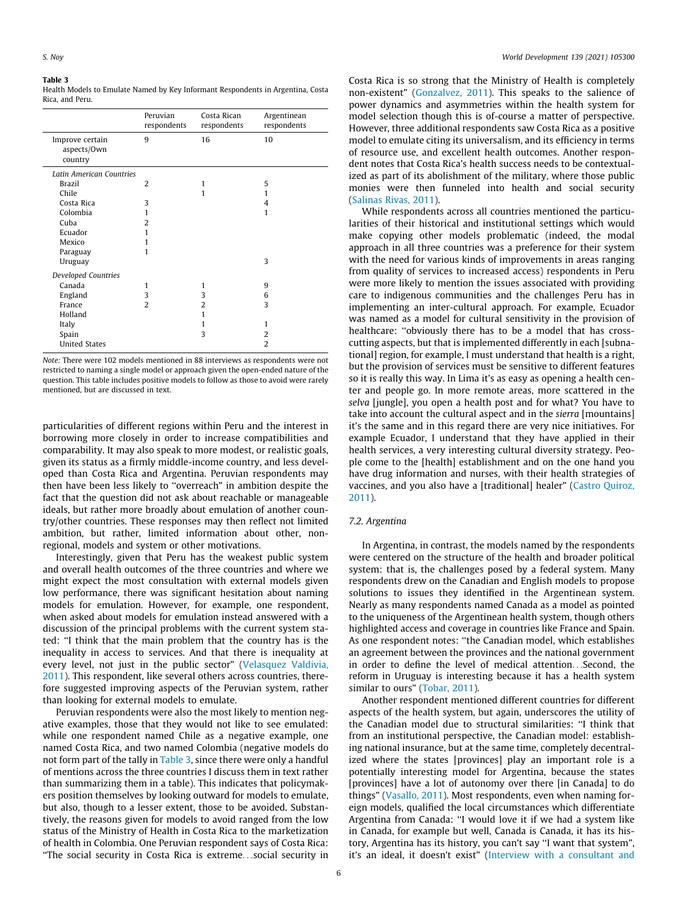**Table 3**
Health Models to Emulate Named by Key Informant Respondents in Argentina, Costa Rica, and Peru.

| | Peruvian respondents | Costa Rican respondents | Argentinean respondents |
|---|---|---|---|
| Improve certain aspects/Own country | 9 | 16 | 10 |
| *Latin American Countries* | | | |
| Brazil | 2 | 1 | 5 |
| Chile | | 1 | 1 |
| Costa Rica | 3 | | 4 |
| Colombia | 1 | | 1 |
| Cuba | 2 | | |
| Ecuador | 1 | | |
| Mexico | 1 | | |
| Paraguay | 1 | | |
| Uruguay | | | 3 |
| *Developed Countries* | | | |
| Canada | 1 | 1 | 9 |
| England | 3 | 3 | 6 |
| France | 2 | 2 | 3 |
| Holland | | 1 | |
| Italy | | 1 | 1 |
| Spain | | 3 | 2 |
| United States | | | 2 |

*Note:* There were 102 models mentioned in 88 interviews as respondents were not restricted to naming a single model or approach given the open-ended nature of the question. This table includes positive models to follow as those to avoid were rarely mentioned, but are discussed in text.

particularities of different regions within Peru and the interest in borrowing more closely in order to increase compatibilities and comparability. It may also speak to more modest, or realistic goals, given its status as a firmly middle-income country, and less developed than Costa Rica and Argentina. Peruvian respondents may then have been less likely to "overreach" in ambition despite the fact that the question did not ask about reachable or manageable ideals, but rather more broadly about emulation of another country/other countries. These responses may then reflect not limited ambition, but rather, limited information about other, non-regional, models and system or other motivations.

Interestingly, given that Peru has the weakest public system and overall health outcomes of the three countries and where we might expect the most consultation with external models given low performance, there was significant hesitation about naming models for emulation. However, for example, one respondent, when asked about models for emulation instead answered with a discussion of the principal problems with the current system stated: "I think that the main problem that the country has is the inequality in access to services. And that there is inequality at every level, not just in the public sector" (Velasquez Valdivia, 2011). This respondent, like several others across countries, therefore suggested improving aspects of the Peruvian system, rather than looking for external models to emulate.

Peruvian respondents were also the most likely to mention negative examples, those that they would not like to see emulated: while one respondent named Chile as a negative example, one named Costa Rica, and two named Colombia (negative models do not form part of the tally in Table 3, since there were only a handful of mentions across the three countries I discuss them in text rather than summarizing them in a table). This indicates that policymakers position themselves by looking outward for models to emulate, but also, though to a lesser extent, those to be avoided. Substantively, the reasons given for models to avoid ranged from the low status of the Ministry of Health in Costa Rica to the marketization of health in Colombia. One Peruvian respondent says of Costa Rica: "The social security in Costa Rica is extreme…social security in Costa Rica is so strong that the Ministry of Health is completely non-existent" (Gonzalvez, 2011). This speaks to the salience of power dynamics and asymmetries within the health system for model selection though this is of-course a matter of perspective. However, three additional respondents saw Costa Rica as a positive model to emulate citing its universalism, and its efficiency in terms of resource use, and excellent health outcomes. Another respondent notes that Costa Rica's health success needs to be contextualized as part of its abolishment of the military, where those public monies were then funneled into health and social security (Salinas Rivas, 2011).

While respondents across all countries mentioned the particularities of their historical and institutional settings which would make copying other models problematic (indeed, the modal approach in all three countries was a preference for their system with the need for various kinds of improvements in areas ranging from quality of services to increased access) respondents in Peru were more likely to mention the issues associated with providing care to indigenous communities and the challenges Peru has in implementing an inter-cultural approach. For example, Ecuador was named as a model for cultural sensitivity in the provision of healthcare: "obviously there has to be a model that has cross-cutting aspects, but that is implemented differently in each [subnational] region, for example, I must understand that health is a right, but the provision of services must be sensitive to different features so it is really this way. In Lima it's as easy as opening a health center and people go. In more remote areas, more scattered in the *selva* [jungle], you open a health post and for what? You have to take into account the cultural aspect and in the *sierra* [mountains] it's the same and in this regard there are very nice initiatives. For example Ecuador, I understand that they have applied in their health services, a very interesting cultural diversity strategy. People come to the [health] establishment and on the one hand you have drug information and nurses, with their health strategies of vaccines, and you also have a [traditional] healer" (Castro Quiroz, 2011).

### 7.2. Argentina

In Argentina, in contrast, the models named by the respondents were centered on the structure of the health and broader political system: that is, the challenges posed by a federal system. Many respondents drew on the Canadian and English models to propose solutions to issues they identified in the Argentinean system. Nearly as many respondents named Canada as a model as pointed to the uniqueness of the Argentinean health system, though others highlighted access and coverage in countries like France and Spain. As one respondent notes: "the Canadian model, which establishes an agreement between the provinces and the national government in order to define the level of medical attention…Second, the reform in Uruguay is interesting because it has a health system similar to ours" (Tobar, 2011).

Another respondent mentioned different countries for different aspects of the health system, but again, underscores the utility of the Canadian model due to structural similarities: "I think that from an institutional perspective, the Canadian model: establishing national insurance, but at the same time, completely decentralized where the states [provinces] play an important role is a potentially interesting model for Argentina, because the states [provinces] have a lot of autonomy over there [in Canada] to do things" (Vasallo, 2011). Most respondents, even when naming foreign models, qualified the local circumstances which differentiate Argentina from Canada: "I would love it if we had a system like in Canada, for example but well, Canada is Canada, it has its history, Argentina has its history, you can't say "I want that system", it's an ideal, it doesn't exist" (Interview with a consultant and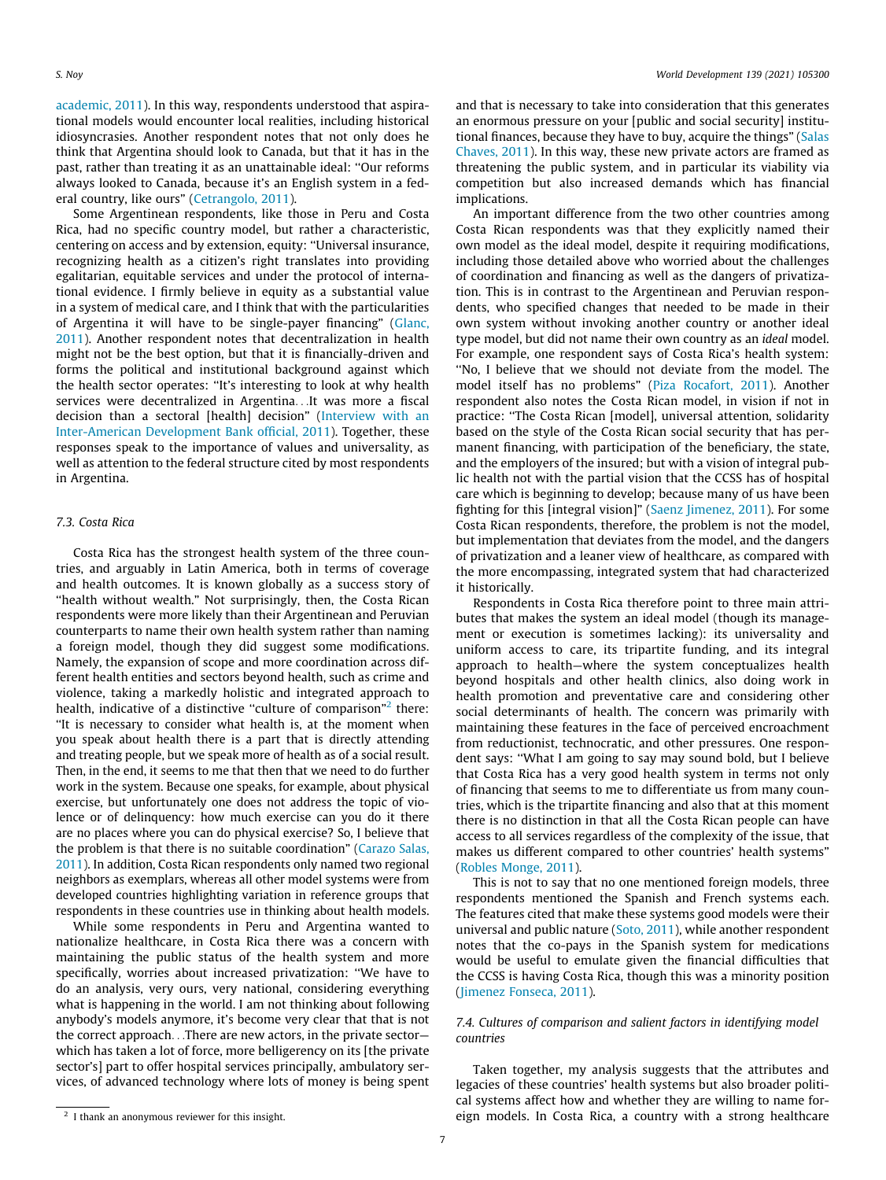academic, 2011). In this way, respondents understood that aspirational models would encounter local realities, including historical idiosyncrasies. Another respondent notes that not only does he think that Argentina should look to Canada, but that it has in the past, rather than treating it as an unattainable ideal: "Our reforms always looked to Canada, because it's an English system in a federal country, like ours" (Cetrangolo, 2011).

Some Argentinean respondents, like those in Peru and Costa Rica, had no specific country model, but rather a characteristic, centering on access and by extension, equity: "Universal insurance, recognizing health as a citizen's right translates into providing egalitarian, equitable services and under the protocol of international evidence. I firmly believe in equity as a substantial value in a system of medical care, and I think that with the particularities of Argentina it will have to be single-payer financing" (Glanc, 2011). Another respondent notes that decentralization in health might not be the best option, but that it is financially-driven and forms the political and institutional background against which the health sector operates: "It's interesting to look at why health services were decentralized in Argentina…It was more a fiscal decision than a sectoral [health] decision" (Interview with an Inter-American Development Bank official, 2011). Together, these responses speak to the importance of values and universality, as well as attention to the federal structure cited by most respondents in Argentina.

### 7.3. Costa Rica

Costa Rica has the strongest health system of the three countries, and arguably in Latin America, both in terms of coverage and health outcomes. It is known globally as a success story of "health without wealth." Not surprisingly, then, the Costa Rican respondents were more likely than their Argentinean and Peruvian counterparts to name their own health system rather than naming a foreign model, though they did suggest some modifications. Namely, the expansion of scope and more coordination across different health entities and sectors beyond health, such as crime and violence, taking a markedly holistic and integrated approach to health, indicative of a distinctive "culture of comparison"[2] there: "It is necessary to consider what health is, at the moment when you speak about health there is a part that is directly attending and treating people, but we speak more of health as of a social result. Then, in the end, it seems to me that then that we need to do further work in the system. Because one speaks, for example, about physical exercise, but unfortunately one does not address the topic of violence or of delinquency: how much exercise can you do it there are no places where you can do physical exercise? So, I believe that the problem is that there is no suitable coordination" (Carazo Salas, 2011). In addition, Costa Rican respondents only named two regional neighbors as exemplars, whereas all other model systems were from developed countries highlighting variation in reference groups that respondents in these countries use in thinking about health models.

While some respondents in Peru and Argentina wanted to nationalize healthcare, in Costa Rica there was a concern with maintaining the public status of the health system and more specifically, worries about increased privatization: "We have to do an analysis, very ours, very national, considering everything what is happening in the world. I am not thinking about following anybody's models anymore, it's become very clear that that is not the correct approach…There are new actors, in the private sector—which has taken a lot of force, more belligerency on its [the private sector's] part to offer hospital services principally, ambulatory services, of advanced technology where lots of money is being spent and that is necessary to take into consideration that this generates an enormous pressure on your [public and social security] institutional finances, because they have to buy, acquire the things" (Salas Chaves, 2011). In this way, these new private actors are framed as threatening the public system, and in particular its viability via competition but also increased demands which has financial implications.

An important difference from the two other countries among Costa Rican respondents was that they explicitly named their own model as the ideal model, despite it requiring modifications, including those detailed above who worried about the challenges of coordination and financing as well as the dangers of privatization. This is in contrast to the Argentinean and Peruvian respondents, who specified changes that needed to be made in their own system without invoking another country or another ideal type model, but did not name their own country as an *ideal* model. For example, one respondent says of Costa Rica's health system: "No, I believe that we should not deviate from the model. The model itself has no problems" (Piza Rocafort, 2011). Another respondent also notes the Costa Rican model, in vision if not in practice: "The Costa Rican [model], universal attention, solidarity based on the style of the Costa Rican social security that has permanent financing, with participation of the beneficiary, the state, and the employers of the insured; but with a vision of integral public health not with the partial vision that the CCSS has of hospital care which is beginning to develop; because many of us have been fighting for this [integral vision]" (Saenz Jimenez, 2011). For some Costa Rican respondents, therefore, the problem is not the model, but implementation that deviates from the model, and the dangers of privatization and a leaner view of healthcare, as compared with the more encompassing, integrated system that had characterized it historically.

Respondents in Costa Rica therefore point to three main attributes that makes the system an ideal model (though its management or execution is sometimes lacking): its universality and uniform access to care, its tripartite funding, and its integral approach to health—where the system conceptualizes health beyond hospitals and other health clinics, also doing work in health promotion and preventative care and considering other social determinants of health. The concern was primarily with maintaining these features in the face of perceived encroachment from reductionist, technocratic, and other pressures. One respondent says: "What I am going to say may sound bold, but I believe that Costa Rica has a very good health system in terms not only of financing that seems to me to differentiate us from many countries, which is the tripartite financing and also that at this moment there is no distinction in that all the Costa Rican people can have access to all services regardless of the complexity of the issue, that makes us different compared to other countries' health systems" (Robles Monge, 2011).

This is not to say that no one mentioned foreign models, three respondents mentioned the Spanish and French systems each. The features cited that make these systems good models were their universal and public nature (Soto, 2011), while another respondent notes that the co-pays in the Spanish system for medications would be useful to emulate given the financial difficulties that the CCSS is having Costa Rica, though this was a minority position (Jimenez Fonseca, 2011).

### 7.4. Cultures of comparison and salient factors in identifying model countries

Taken together, my analysis suggests that the attributes and legacies of these countries' health systems but also broader political systems affect how and whether they are willing to name foreign models. In Costa Rica, a country with a strong healthcare

[2] I thank an anonymous reviewer for this insight.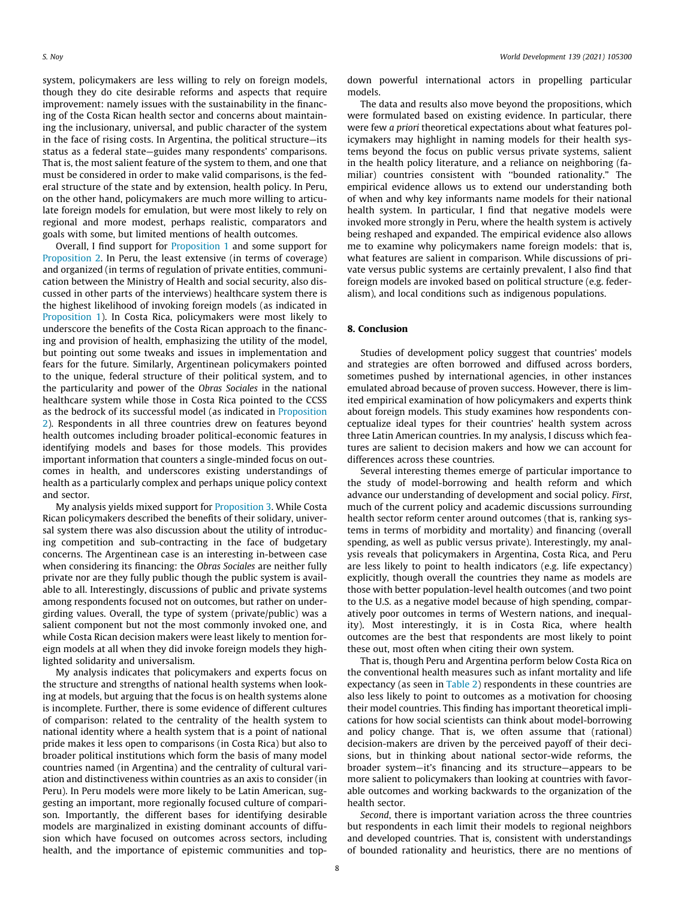system, policymakers are less willing to rely on foreign models, though they do cite desirable reforms and aspects that require improvement: namely issues with the sustainability in the financing of the Costa Rican health sector and concerns about maintaining the inclusionary, universal, and public character of the system in the face of rising costs. In Argentina, the political structure—its status as a federal state—guides many respondents' comparisons. That is, the most salient feature of the system to them, and one that must be considered in order to make valid comparisons, is the federal structure of the state and by extension, health policy. In Peru, on the other hand, policymakers are much more willing to articulate foreign models for emulation, but were most likely to rely on regional and more modest, perhaps realistic, comparators and goals with some, but limited mentions of health outcomes.

Overall, I find support for Proposition 1 and some support for Proposition 2. In Peru, the least extensive (in terms of coverage) and organized (in terms of regulation of private entities, communication between the Ministry of Health and social security, also discussed in other parts of the interviews) healthcare system there is the highest likelihood of invoking foreign models (as indicated in Proposition 1). In Costa Rica, policymakers were most likely to underscore the benefits of the Costa Rican approach to the financing and provision of health, emphasizing the utility of the model, but pointing out some tweaks and issues in implementation and fears for the future. Similarly, Argentinean policymakers pointed to the unique, federal structure of their political system, and to the particularity and power of the *Obras Sociales* in the national healthcare system while those in Costa Rica pointed to the CCSS as the bedrock of its successful model (as indicated in Proposition 2). Respondents in all three countries drew on features beyond health outcomes including broader political-economic features in identifying models and bases for those models. This provides important information that counters a single-minded focus on outcomes in health, and underscores existing understandings of health as a particularly complex and perhaps unique policy context and sector.

My analysis yields mixed support for Proposition 3. While Costa Rican policymakers described the benefits of their solidary, universal system there was also discussion about the utility of introducing competition and sub-contracting in the face of budgetary concerns. The Argentinean case is an interesting in-between case when considering its financing: the *Obras Sociales* are neither fully private nor are they fully public though the public system is available to all. Interestingly, discussions of public and private systems among respondents focused not on outcomes, but rather on undergirding values. Overall, the type of system (private/public) was a salient component but not the most commonly invoked one, and while Costa Rican decision makers were least likely to mention foreign models at all when they did invoke foreign models they highlighted solidarity and universalism.

My analysis indicates that policymakers and experts focus on the structure and strengths of national health systems when looking at models, but arguing that the focus is on health systems alone is incomplete. Further, there is some evidence of different cultures of comparison: related to the centrality of the health system to national identity where a health system that is a point of national pride makes it less open to comparisons (in Costa Rica) but also to broader political institutions which form the basis of many model countries named (in Argentina) and the centrality of cultural variation and distinctiveness within countries as an axis to consider (in Peru). In Peru models were more likely to be Latin American, suggesting an important, more regionally focused culture of comparison. Importantly, the different bases for identifying desirable models are marginalized in existing dominant accounts of diffusion which have focused on outcomes across sectors, including health, and the importance of epistemic communities and top-down powerful international actors in propelling particular models.

The data and results also move beyond the propositions, which were formulated based on existing evidence. In particular, there were few *a priori* theoretical expectations about what features policymakers may highlight in naming models for their health systems beyond the focus on public versus private systems, salient in the health policy literature, and a reliance on neighboring (familiar) countries consistent with "bounded rationality." The empirical evidence allows us to extend our understanding both of when and why key informants name models for their national health system. In particular, I find that negative models were invoked more strongly in Peru, where the health system is actively being reshaped and expanded. The empirical evidence also allows me to examine why policymakers name foreign models: that is, what features are salient in comparison. While discussions of private versus public systems are certainly prevalent, I also find that foreign models are invoked based on political structure (e.g. federalism), and local conditions such as indigenous populations.

## 8. Conclusion

Studies of development policy suggest that countries' models and strategies are often borrowed and diffused across borders, sometimes pushed by international agencies, in other instances emulated abroad because of proven success. However, there is limited empirical examination of how policymakers and experts think about foreign models. This study examines how respondents conceptualize ideal types for their countries' health system across three Latin American countries. In my analysis, I discuss which features are salient to decision makers and how we can account for differences across these countries.

Several interesting themes emerge of particular importance to the study of model-borrowing and health reform and which advance our understanding of development and social policy. *First*, much of the current policy and academic discussions surrounding health sector reform center around outcomes (that is, ranking systems in terms of morbidity and mortality) and financing (overall spending, as well as public versus private). Interestingly, my analysis reveals that policymakers in Argentina, Costa Rica, and Peru are less likely to point to health indicators (e.g. life expectancy) explicitly, though overall the countries they name as models are those with better population-level health outcomes (and two point to the U.S. as a negative model because of high spending, comparatively poor outcomes in terms of Western nations, and inequality). Most interestingly, it is in Costa Rica, where health outcomes are the best that respondents are most likely to point these out, most often when citing their own system.

That is, though Peru and Argentina perform below Costa Rica on the conventional health measures such as infant mortality and life expectancy (as seen in Table 2) respondents in these countries are also less likely to point to outcomes as a motivation for choosing their model countries. This finding has important theoretical implications for how social scientists can think about model-borrowing and policy change. That is, we often assume that (rational) decision-makers are driven by the perceived payoff of their decisions, but in thinking about national sector-wide reforms, the broader system—it's financing and its structure—appears to be more salient to policymakers than looking at countries with favorable outcomes and working backwards to the organization of the health sector.

*Second*, there is important variation across the three countries but respondents in each limit their models to regional neighbors and developed countries. That is, consistent with understandings of bounded rationality and heuristics, there are no mentions of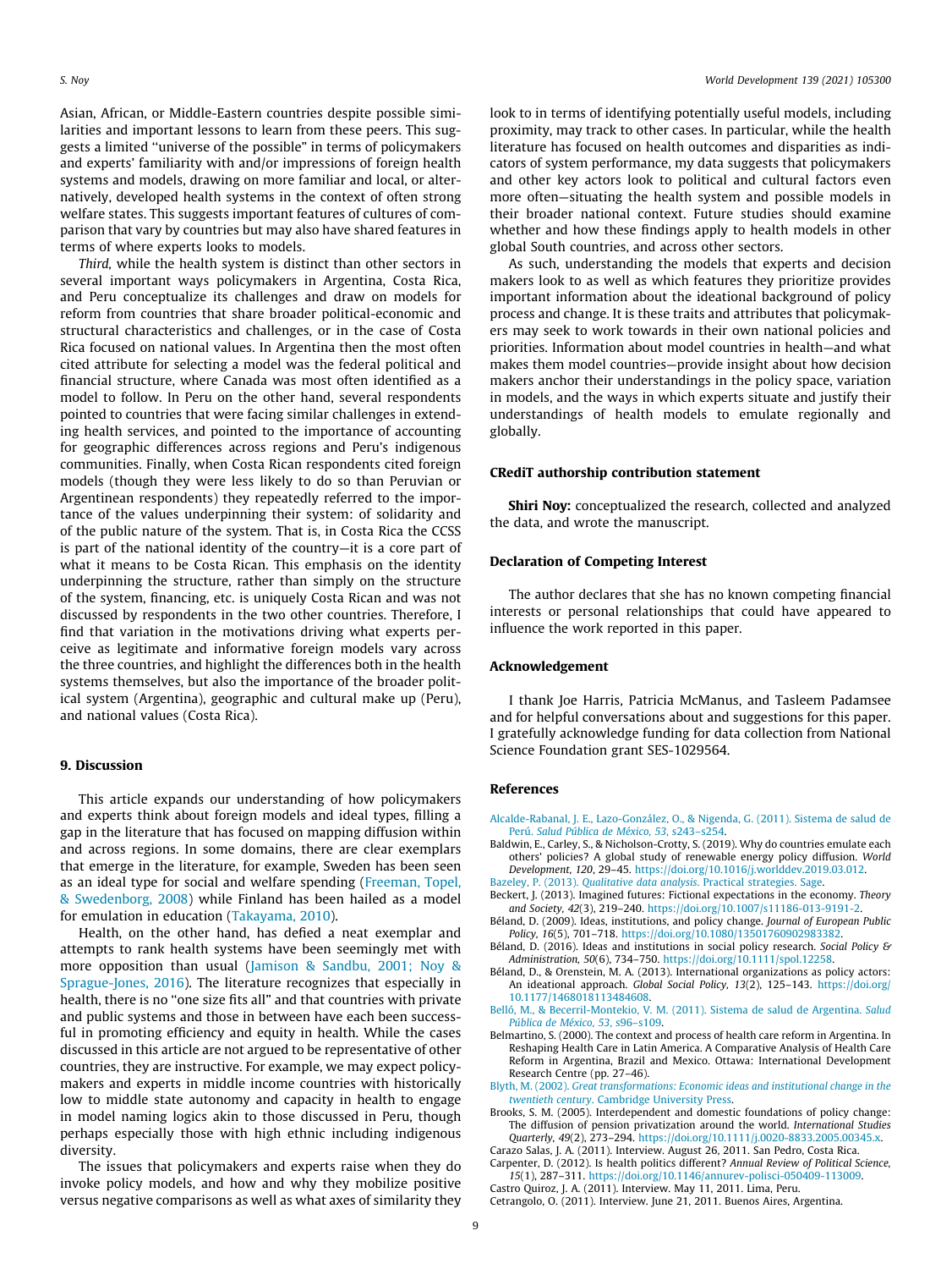Asian, African, or Middle-Eastern countries despite possible similarities and important lessons to learn from these peers. This suggests a limited "universe of the possible" in terms of policymakers and experts' familiarity with and/or impressions of foreign health systems and models, drawing on more familiar and local, or alternatively, developed health systems in the context of often strong welfare states. This suggests important features of cultures of comparison that vary by countries but may also have shared features in terms of where experts looks to models.

*Third,* while the health system is distinct than other sectors in several important ways policymakers in Argentina, Costa Rica, and Peru conceptualize its challenges and draw on models for reform from countries that share broader political-economic and structural characteristics and challenges, or in the case of Costa Rica focused on national values. In Argentina then the most often cited attribute for selecting a model was the federal political and financial structure, where Canada was most often identified as a model to follow. In Peru on the other hand, several respondents pointed to countries that were facing similar challenges in extending health services, and pointed to the importance of accounting for geographic differences across regions and Peru's indigenous communities. Finally, when Costa Rican respondents cited foreign models (though they were less likely to do so than Peruvian or Argentinean respondents) they repeatedly referred to the importance of the values underpinning their system: of solidarity and of the public nature of the system. That is, in Costa Rica the CCSS is part of the national identity of the country—it is a core part of what it means to be Costa Rican. This emphasis on the identity underpinning the structure, rather than simply on the structure of the system, financing, etc. is uniquely Costa Rican and was not discussed by respondents in the two other countries. Therefore, I find that variation in the motivations driving what experts perceive as legitimate and informative foreign models vary across the three countries, and highlight the differences both in the health systems themselves, but also the importance of the broader political system (Argentina), geographic and cultural make up (Peru), and national values (Costa Rica).

## 9. Discussion

This article expands our understanding of how policymakers and experts think about foreign models and ideal types, filling a gap in the literature that has focused on mapping diffusion within and across regions. In some domains, there are clear exemplars that emerge in the literature, for example, Sweden has been seen as an ideal type for social and welfare spending (Freeman, Topel, & Swedenborg, 2008) while Finland has been hailed as a model for emulation in education (Takayama, 2010).

Health, on the other hand, has defied a neat exemplar and attempts to rank health systems have been seemingly met with more opposition than usual (Jamison & Sandbu, 2001; Noy & Sprague-Jones, 2016). The literature recognizes that especially in health, there is no "one size fits all" and that countries with private and public systems and those in between have each been successful in promoting efficiency and equity in health. While the cases discussed in this article are not argued to be representative of other countries, they are instructive. For example, we may expect policymakers and experts in middle income countries with historically low to middle state autonomy and capacity in health to engage in model naming logics akin to those discussed in Peru, though perhaps especially those with high ethnic including indigenous diversity.

The issues that policymakers and experts raise when they do invoke policy models, and how and why they mobilize positive versus negative comparisons as well as what axes of similarity they look to in terms of identifying potentially useful models, including proximity, may track to other cases. In particular, while the health literature has focused on health outcomes and disparities as indicators of system performance, my data suggests that policymakers and other key actors look to political and cultural factors even more often—situating the health system and possible models in their broader national context. Future studies should examine whether and how these findings apply to health models in other global South countries, and across other sectors.

As such, understanding the models that experts and decision makers look to as well as which features they prioritize provides important information about the ideational background of policy process and change. It is these traits and attributes that policymakers may seek to work towards in their own national policies and priorities. Information about model countries in health—and what makes them model countries—provide insight about how decision makers anchor their understandings in the policy space, variation in models, and the ways in which experts situate and justify their understandings of health models to emulate regionally and globally.

### CRediT authorship contribution statement

**Shiri Noy:** conceptualized the research, collected and analyzed the data, and wrote the manuscript.

### Declaration of Competing Interest

The author declares that she has no known competing financial interests or personal relationships that could have appeared to influence the work reported in this paper.

### Acknowledgement

I thank Joe Harris, Patricia McManus, and Tasleem Padamsee and for helpful conversations about and suggestions for this paper. I gratefully acknowledge funding for data collection from National Science Foundation grant SES-1029564.

## References

Alcalde-Rabanal, J. E., Lazo-González, O., & Nigenda, G. (2011). Sistema de salud de Perú. *Salud Pública de México, 53*, s243–s254.

Baldwin, E., Carley, S., & Nicholson-Crotty, S. (2019). Why do countries emulate each others' policies? A global study of renewable energy policy diffusion. *World Development, 120*, 29–45. https://doi.org/10.1016/j.worlddev.2019.03.012.

Bazeley, P. (2013). *Qualitative data analysis*. Practical strategies. Sage.

Beckert, J. (2013). Imagined futures: Fictional expectations in the economy. *Theory and Society, 42*(3), 219–240. https://doi.org/10.1007/s11186-013-9191-2.

Béland, D. (2009). Ideas, institutions, and policy change. *Journal of European Public Policy, 16*(5), 701–718. https://doi.org/10.1080/13501760902983382.

Béland, D. (2016). Ideas and institutions in social policy research. *Social Policy & Administration, 50*(6), 734–750. https://doi.org/10.1111/spol.12258.

Béland, D., & Orenstein, M. A. (2013). International organizations as policy actors: An ideational approach. *Global Social Policy, 13*(2), 125–143. https://doi.org/10.1177/1468018113484608.

Belló, M., & Becerril-Montekio, V. M. (2011). Sistema de salud de Argentina. *Salud Pública de México, 53*, s96–s109.

Belmartino, S. (2000). The context and process of health care reform in Argentina. In Reshaping Health Care in Latin America. A Comparative Analysis of Health Care Reform in Argentina, Brazil and Mexico. Ottawa: International Development Research Centre (pp. 27–46).

Blyth, M. (2002). *Great transformations: Economic ideas and institutional change in the twentieth century*. Cambridge University Press.

Brooks, S. M. (2005). Interdependent and domestic foundations of policy change: The diffusion of pension privatization around the world. *International Studies Quarterly, 49*(2), 273–294. https://doi.org/10.1111/j.0020-8833.2005.00345.x.

Carazo Salas, J. A. (2011). Interview. August 26, 2011. San Pedro, Costa Rica.

Carpenter, D. (2012). Is health politics different? *Annual Review of Political Science, 15*(1), 287–311. https://doi.org/10.1146/annurev-polisci-050409-113009.

Castro Quiroz, J. A. (2011). Interview. May 11, 2011. Lima, Peru.

Cetrangolo, O. (2011). Interview. June 21, 2011. Buenos Aires, Argentina.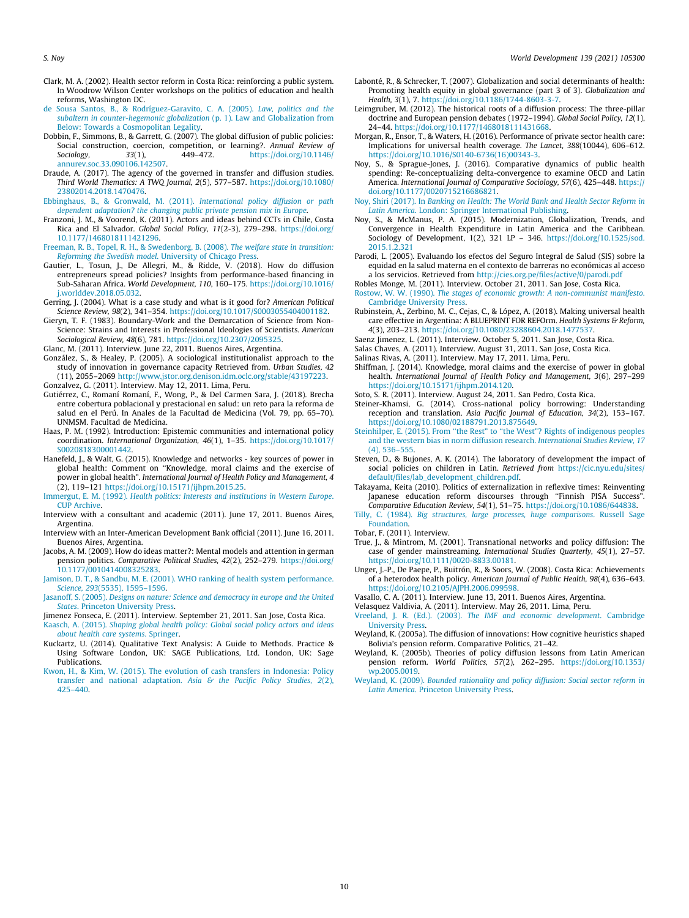Clark, M. A. (2002). Health sector reform in Costa Rica: reinforcing a public system. In Woodrow Wilson Center workshops on the politics of education and health reforms, Washington DC.

de Sousa Santos, B., & Rodríguez-Garavito, C. A. (2005). *Law, politics and the subaltern in counter-hegemonic globalization* (p. 1). Law and Globalization from Below: Towards a Cosmopolitan Legality.

Dobbin, F., Simmons, B., & Garrett, G. (2007). The global diffusion of public policies: Social construction, coercion, competition, or learning?. *Annual Review of Sociology, 33*(1), 449–472. https://doi.org/10.1146/annurev.soc.33.090106.142507.

Draude, A. (2017). The agency of the governed in transfer and diffusion studies. *Third World Thematics: A TWQ Journal, 2*(5), 577–587. https://doi.org/10.1080/23802014.2018.1470476.

Ebbinghaus, B., & Gronwald, M. (2011). *International policy diffusion or path dependent adaptation? the changing public private pension mix in Europe*.

Franzoni, J. M., & Voorend, K. (2011). Actors and ideas behind CCTs in Chile, Costa Rica and El Salvador. *Global Social Policy, 11*(2-3), 279–298. https://doi.org/10.1177/1468018111421296.

Freeman, R. B., Topel, R. H., & Swedenborg, B. (2008). *The welfare state in transition: Reforming the Swedish model*. University of Chicago Press.

Gautier, L., Tosun, J., De Allegri, M., & Ridde, V. (2018). How do diffusion entrepreneurs spread policies? Insights from performance-based financing in Sub-Saharan Africa. *World Development, 110*, 160–175. https://doi.org/10.1016/j.worlddev.2018.05.032.

Gerring, J. (2004). What is a case study and what is it good for? *American Political Science Review, 98*(2), 341–354. https://doi.org/10.1017/S0003055404001182.

Gieryn, T. F. (1983). Boundary-Work and the Demarcation of Science from Non-Science: Strains and Interests in Professional Ideologies of Scientists. *American Sociological Review, 48*(6), 781. https://doi.org/10.2307/2095325.

Glanc, M. (2011). Interview. June 22, 2011. Buenos Aires, Argentina.

González, S., & Healey, P. (2005). A sociological institutionalist approach to the study of innovation in governance capacity Retrieved from. *Urban Studies, 42* (11), 2055–2069 http://www.jstor.org.denison.idm.oclc.org/stable/43197223.

Gonzalvez, G. (2011). Interview. May 12, 2011. Lima, Peru.

Gutiérrez, C., Romaní Romaní, F., Wong, P., & Del Carmen Sara, J. (2018). Brecha entre cobertura poblacional y prestacional en salud: un reto para la reforma de salud en el Perú. In Anales de la Facultad de Medicina (Vol. 79, pp. 65–70). UNMSM. Facultad de Medicina.

Haas, P. M. (1992). Introduction: Epistemic communities and international policy coordination. *International Organization, 46*(1), 1–35. https://doi.org/10.1017/S0020818300001442.

Hanefeld, J., & Walt, G. (2015). Knowledge and networks - key sources of power in global health: Comment on "Knowledge, moral claims and the exercise of power in global health". *International Journal of Health Policy and Management, 4* (2), 119–121 https://doi.org/10.15171/ijhpm.2015.25.

Immergut, E. M. (1992). *Health politics: Interests and institutions in Western Europe*. CUP Archive.

Interview with a consultant and academic (2011). June 17, 2011. Buenos Aires, Argentina.

Interview with an Inter-American Development Bank official (2011). June 16, 2011. Buenos Aires, Argentina.

Jacobs, A. M. (2009). How do ideas matter?: Mental models and attention in german pension politics. *Comparative Political Studies, 42*(2), 252–279. https://doi.org/10.1177/0010414008325283.

Jamison, D. T., & Sandbu, M. E. (2001). WHO ranking of health system performance. *Science, 293*(5535), 1595–1596.

Jasanoff, S. (2005). *Designs on nature: Science and democracy in europe and the United States*. Princeton University Press.

Jimenez Fonseca, E. (2011). Interview. September 21, 2011. San Jose, Costa Rica.

Kaasch, A. (2015). *Shaping global health policy: Global social policy actors and ideas about health care systems*. Springer.

Kuckartz, U. (2014). Qualitative Text Analysis: A Guide to Methods. Practice & Using Software London, UK: SAGE Publications, Ltd. London, UK: Sage Publications.

Kwon, H., & Kim, W. (2015). The evolution of cash transfers in Indonesia: Policy transfer and national adaptation. *Asia & the Pacific Policy Studies, 2*(2), 425–440.

Labonté, R., & Schrecker, T. (2007). Globalization and social determinants of health: Promoting health equity in global governance (part 3 of 3). *Globalization and Health, 3*(1), 7. https://doi.org/10.1186/1744-8603-3-7.

Leimgruber, M. (2012). The historical roots of a diffusion process: The three-pillar doctrine and European pension debates (1972–1994). *Global Social Policy, 12*(1), 24–44. https://doi.org/10.1177/1468018111431668.

Morgan, R., Ensor, T., & Waters, H. (2016). Performance of private sector health care: Implications for universal health coverage. *The Lancet, 388*(10044), 606–612. https://doi.org/10.1016/S0140-6736(16)00343-3.

Noy, S., & Sprague-Jones, J. (2016). Comparative dynamics of public health spending: Re-conceptualizing delta-convergence to examine OECD and Latin America. *International Journal of Comparative Sociology, 57*(6), 425–448. https://doi.org/10.1177/0020715216686821.

Noy, Shiri (2017). In *Banking on Health: The World Bank and Health Sector Reform in Latin America*. London: Springer International Publishing.

Noy, S., & McManus, P. A. (2015). Modernization, Globalization, Trends, and Convergence in Health Expenditure in Latin America and the Caribbean. Sociology of Development, 1(2), 321 LP – 346. https://doi.org/10.1525/sod.2015.1.2.321

Parodi, L. (2005). Evaluando los efectos del Seguro Integral de Salud (SIS) sobre la equidad en la salud materna en el contexto de barreras no económicas al acceso a los servicios. Retrieved from http://cies.org.pe/files/active/0/parodi.pdf

Robles Monge, M. (2011). Interview. October 21, 2011. San Jose, Costa Rica.

Rostow, W. W. (1990). *The stages of economic growth: A non-communist manifesto*. Cambridge University Press.

Rubinstein, A., Zerbino, M. C., Cejas, C., & López, A. (2018). Making universal health care effective in Argentina: A BLUEPRINT FOR REFOrm. *Health Systems & Reform, 4*(3), 203–213. https://doi.org/10.1080/23288604.2018.1477537.

Saenz Jimenez, L. (2011). Interview. October 5, 2011. San Jose, Costa Rica.

Salas Chaves, A. (2011). Interview. August 31, 2011. San Jose, Costa Rica.

Salinas Rivas, A. (2011). Interview. May 17, 2011. Lima, Peru.

Shiffman, J. (2014). Knowledge, moral claims and the exercise of power in global health. *International Journal of Health Policy and Management, 3*(6), 297–299 https://doi.org/10.15171/ijhpm.2014.120.

Soto, S. R. (2011). Interview. August 24, 2011. San Pedro, Costa Rica.

Steiner-Khamsi, G. (2014). Cross-national policy borrowing: Understanding reception and translation. *Asia Pacific Journal of Education, 34*(2), 153–167. https://doi.org/10.1080/02188791.2013.875649.

Steinhilper, E. (2015). From "the Rest" to "the West"? Rights of indigenous peoples and the western bias in norm diffusion research. *International Studies Review, 17* (4), 536–555.

Steven, D., & Bujones, A. K. (2014). The laboratory of development the impact of social policies on children in Latin. *Retrieved from* https://cic.nyu.edu/sites/default/files/lab_development_children.pdf.

Takayama, Keita (2010). Politics of externalization in reflexive times: Reinventing Japanese education reform discourses through "Finnish PISA Success". *Comparative Education Review, 54*(1), 51–75. https://doi.org/10.1086/644838.

Tilly, C. (1984). *Big structures, large processes, huge comparisons*. Russell Sage Foundation.

Tobar, F. (2011). Interview.

True, J., & Mintrom, M. (2001). Transnational networks and policy diffusion: The case of gender mainstreaming. *International Studies Quarterly, 45*(1), 27–57. https://doi.org/10.1111/0020-8833.00181.

Unger, J.-P., De Paepe, P., Buitrón, R., & Soors, W. (2008). Costa Rica: Achievements of a heterodox health policy. *American Journal of Public Health, 98*(4), 636–643. https://doi.org/10.2105/AJPH.2006.099598.

Vasallo, C. A. (2011). Interview. June 13, 2011. Buenos Aires, Argentina.

Velasquez Valdivia, A. (2011). Interview. May 26, 2011. Lima, Peru.

Vreeland, J. R. (Ed.). (2003). *The IMF and economic development*. Cambridge University Press.

Weyland, K. (2005a). The diffusion of innovations: How cognitive heuristics shaped Bolivia's pension reform. Comparative Politics, 21–42.

Weyland, K. (2005b). Theories of policy diffusion lessons from Latin American pension reform. *World Politics, 57*(2), 262–295. https://doi.org/10.1353/wp.2005.0019.

Weyland, K. (2009). *Bounded rationality and policy diffusion: Social sector reform in Latin America*. Princeton University Press.